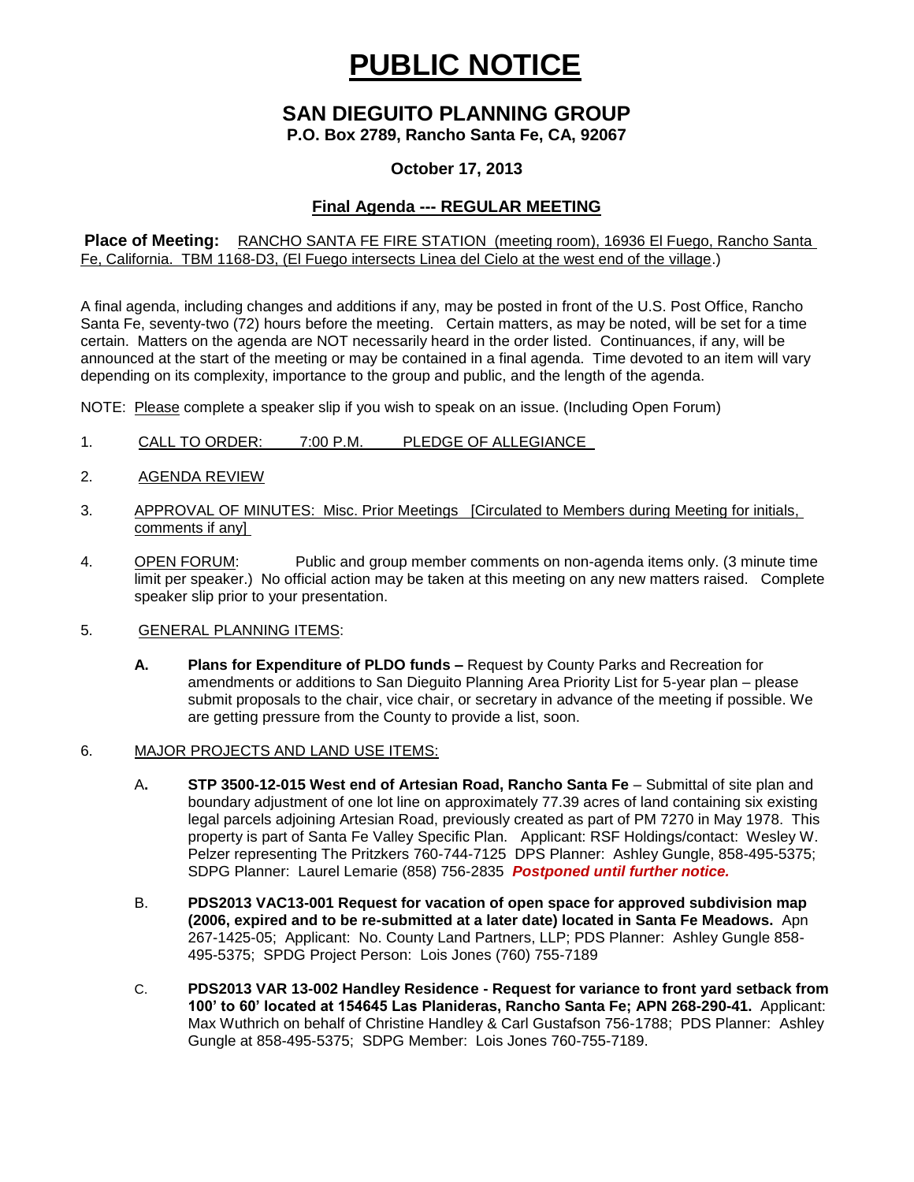# PUBLIC NOTICE

## SAN DIEGUITO PLANNING GROUP

**P.O. Box 2789, Rancho Santa Fe, CA, 92067**

**October 17, 2013**

### Final Agenda --- REGULAR MEETING

**Place of Meeting:** RANCHO SANTA FE FIRE STATION (meeting room), 16936 El Fuego, Rancho Santa Fe, California. TBM 1168-D3, (El Fuego intersects Linea del Cielo at the west end of the village.)

A final agenda, including changes and additions if any, may be posted in front of the U.S. Post Office, Rancho Santa Fe, seventy-two (72) hours before the meeting. Certain matters, as may be noted, will be set for a time certain. Matters on the agenda are NOT necessarily heard in the order listed. Continuances, if any, will be announced at the start of the meeting or may be contained in a final agenda. Time devoted to an item will vary depending on its complexity, importance to the group and public, and the length of the agenda.

NOTE: Please complete a speaker slip if you wish to speak on an issue. (Including Open Forum)

1. CALL TO ORDER: 7:00 P.M. PLEDGE OF ALLEGIANCE

2. AGENDA REVIEW

3. APPROVAL OF MINUTES: Misc. Prior Meetings [Circulated to Members during Meeting for initials, comments if any]

4. OPEN FORUM: Public and group member comments on non-agenda items only. (3 minute time limit per speaker.) No official action may be taken at this meeting on any new matters raised. Complete speaker slip prior to your presentation.

5. GENERAL PLANNING ITEMS:

   **A. Plans for Expenditure of PLDO funds –** Request by County Parks and Recreation for amendments or additions to San Dieguito Planning Area Priority List for 5-year plan – please submit proposals to the chair, vice chair, or secretary in advance of the meeting if possible. We are getting pressure from the County to provide a list, soon.

6. MAJOR PROJECTS AND LAND USE ITEMS:

   A**. STP 3500-12-015 West end of Artesian Road, Rancho Santa Fe** – Submittal of site plan and boundary adjustment of one lot line on approximately 77.39 acres of land containing six existing legal parcels adjoining Artesian Road, previously created as part of PM 7270 in May 1978. This property is part of Santa Fe Valley Specific Plan. Applicant: RSF Holdings/contact: Wesley W. Pelzer representing The Pritzkers 760-744-7125 DPS Planner: Ashley Gungle, 858-495-5375; SDPG Planner: Laurel Lemarie (858) 756-2835 ***Postponed until further notice.***

   B. **PDS2013 VAC13-001 Request for vacation of open space for approved subdivision map (2006, expired and to be re-submitted at a later date) located in Santa Fe Meadows.** Apn 267-1425-05; Applicant: No. County Land Partners, LLP; PDS Planner: Ashley Gungle 858-495-5375; SPDG Project Person: Lois Jones (760) 755-7189

   C. **PDS2013 VAR 13-002 Handley Residence - Request for variance to front yard setback from 100' to 60' located at 154645 Las Planideras, Rancho Santa Fe; APN 268-290-41.** Applicant: Max Wuthrich on behalf of Christine Handley & Carl Gustafson 756-1788; PDS Planner: Ashley Gungle at 858-495-5375; SDPG Member: Lois Jones 760-755-7189.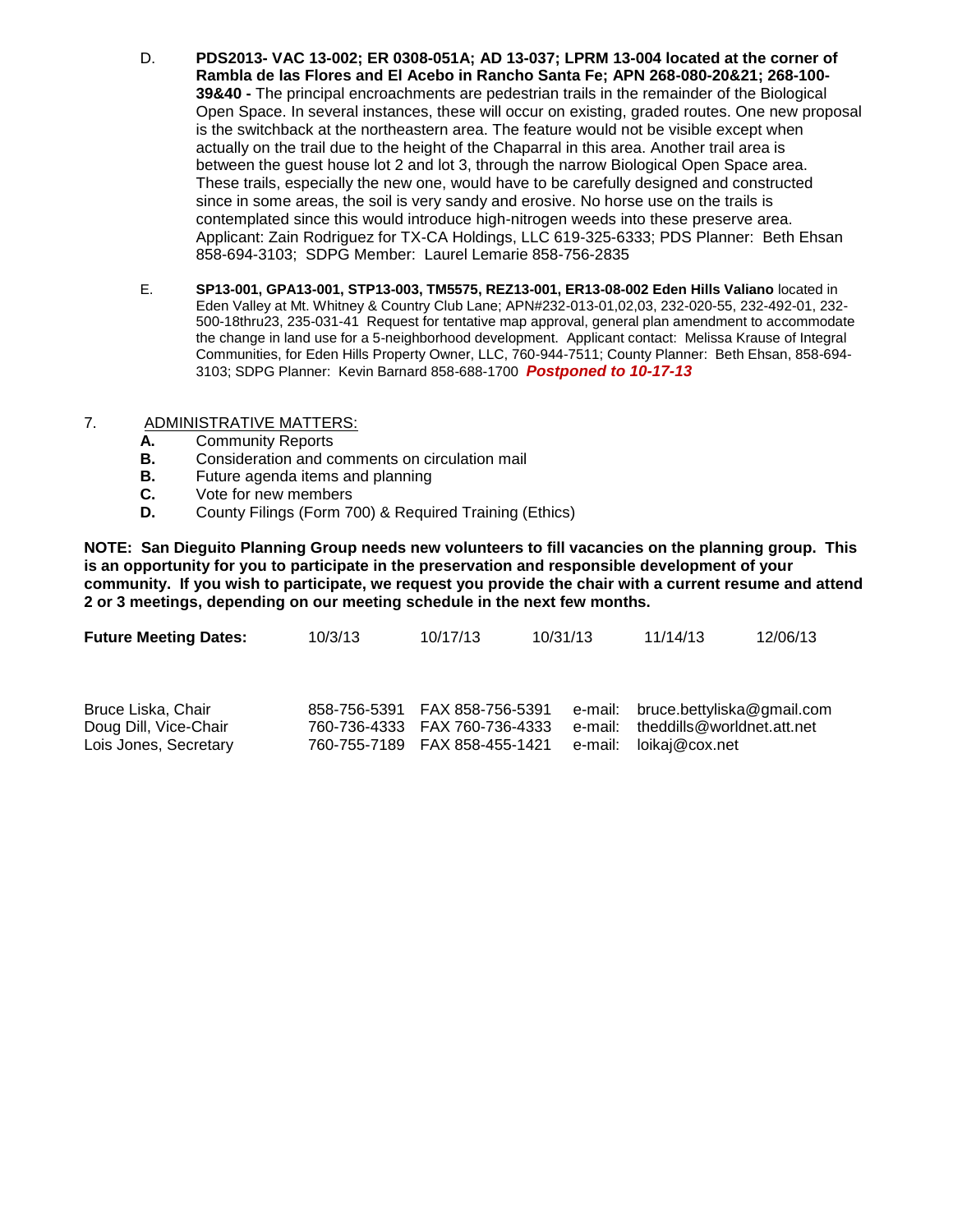D. **PDS2013- VAC 13-002; ER 0308-051A; AD 13-037; LPRM 13-004 located at the corner of Rambla de las Flores and El Acebo in Rancho Santa Fe; APN 268-080-20&21; 268-100-39&40 -** The principal encroachments are pedestrian trails in the remainder of the Biological Open Space. In several instances, these will occur on existing, graded routes. One new proposal is the switchback at the northeastern area. The feature would not be visible except when actually on the trail due to the height of the Chaparral in this area. Another trail area is between the guest house lot 2 and lot 3, through the narrow Biological Open Space area. These trails, especially the new one, would have to be carefully designed and constructed since in some areas, the soil is very sandy and erosive. No horse use on the trails is contemplated since this would introduce high-nitrogen weeds into these preserve area. Applicant: Zain Rodriguez for TX-CA Holdings, LLC 619-325-6333; PDS Planner: Beth Ehsan 858-694-3103; SDPG Member: Laurel Lemarie 858-756-2835

E. **SP13-001, GPA13-001, STP13-003, TM5575, REZ13-001, ER13-08-002 Eden Hills Valiano** located in Eden Valley at Mt. Whitney & Country Club Lane; APN#232-013-01,02,03, 232-020-55, 232-492-01, 232-500-18thru23, 235-031-41 Request for tentative map approval, general plan amendment to accommodate the change in land use for a 5-neighborhood development. Applicant contact: Melissa Krause of Integral Communities, for Eden Hills Property Owner, LLC, 760-944-7511; County Planner: Beth Ehsan, 858-694-3103; SDPG Planner: Kevin Barnard 858-688-1700 ***Postponed to 10-17-13***

7. ADMINISTRATIVE MATTERS:

- **A.** Community Reports
- **B.** Consideration and comments on circulation mail
- **B.** Future agenda items and planning
- **C.** Vote for new members
- **D.** County Filings (Form 700) & Required Training (Ethics)

**NOTE: San Dieguito Planning Group needs new volunteers to fill vacancies on the planning group. This is an opportunity for you to participate in the preservation and responsible development of your community. If you wish to participate, we request you provide the chair with a current resume and attend 2 or 3 meetings, depending on our meeting schedule in the next few months.**

**Future Meeting Dates:** 10/3/13 10/17/13 10/31/13 11/14/13 12/06/13

| | | | |
|---|---|---|---|
| Bruce Liska, Chair | 858-756-5391 | FAX 858-756-5391 | e-mail: bruce.bettyliska@gmail.com |
| Doug Dill, Vice-Chair | 760-736-4333 | FAX 760-736-4333 | e-mail: theddills@worldnet.att.net |
| Lois Jones, Secretary | 760-755-7189 | FAX 858-455-1421 | e-mail: loikaj@cox.net |